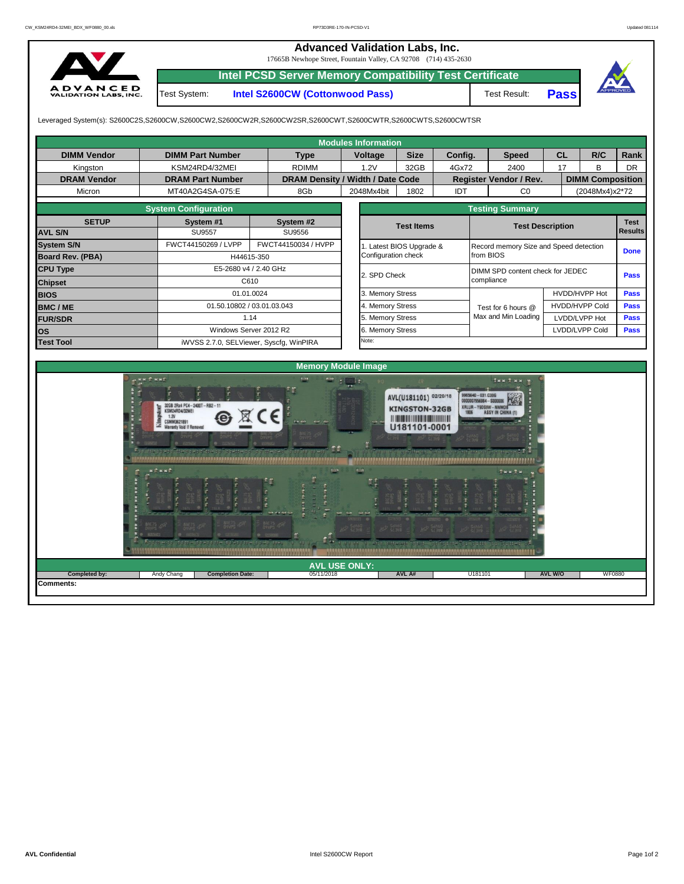# Advanced Validation Labs, Inc.

17665B Newhope Street, Fountain Valley, CA 92708 (714) 435-2630

## Intel PCSD Server Memory Compatibility Test Certificate

Test System: **Intel S2600CW (Cottonwood Pass)** Test Result: **Pass**

Leveraged System(s): S2600C2S,S2600CW,S2600CW2,S2600CW2R,S2600CW2SR,S2600CWT,S2600CWTR,S2600CWTS,S2600CWTSR

### Modules Information

| DIMM Vendor | DIMM Part Number | Type | Voltage | Size | Config. | Speed | CL | R/C | Rank |
|---|---|---|---|---|---|---|---|---|---|
| Kingston | KSM24RD4/32MEI | RDIMM | 1.2V | 32GB | 4Gx72 | 2400 | 17 | B | DR |
| **DRAM Vendor** | **DRAM Part Number** | **DRAM Density / Width / Date Code** | | | **Register Vendor / Rev.** | | **DIMM Composition** | | |
| Micron | MT40A2G4SA-075:E | 8Gb | 2048Mx4bit | 1802 | IDT | C0 | (2048Mx4)x2*72 | | |

### System Configuration

| SETUP | System #1 | System #2 |
|---|---|---|
| AVL S/N | SU9557 | SU9556 |
| System S/N | FWCT44150269 / LVPP | FWCT44150034 / HVPP |
| Board Rev. (PBA) | H44615-350 | |
| CPU Type | E5-2680 v4 / 2.40 GHz | |
| Chipset | C610 | |
| BIOS | 01.01.0024 | |
| BMC / ME | 01.50.10802 / 03.01.03.043 | |
| FUR/SDR | 1.14 | |
| OS | Windows Server 2012 R2 | |
| Test Tool | iWVSS 2.7.0, SELViewer, Syscfg, WinPIRA | |

### Testing Summary

| Test Items | Test Description | | Test Results |
|---|---|---|---|
| 1. Latest BIOS Upgrade & Configuration check | Record memory Size and Speed detection from BIOS | | Done |
| 2. SPD Check | DIMM SPD content check for JEDEC compliance | | Pass |
| 3. Memory Stress | Test for 6 hours @ Max and Min Loading | HVDD/HVPP Hot | Pass |
| 4. Memory Stress | | HVDD/HVPP Cold | Pass |
| 5. Memory Stress | | LVDD/LVPP Hot | Pass |
| 6. Memory Stress | | LVDD/LVPP Cold | Pass |
| Note: | | | |

### Memory Module Image

### AVL USE ONLY:

| Completed by: | Andy Chang | Completion Date: | 05/11/2018 | AVL A# | U181101 | AVL W/O | WF0880 |
|---|---|---|---|---|---|---|---|

**Comments:**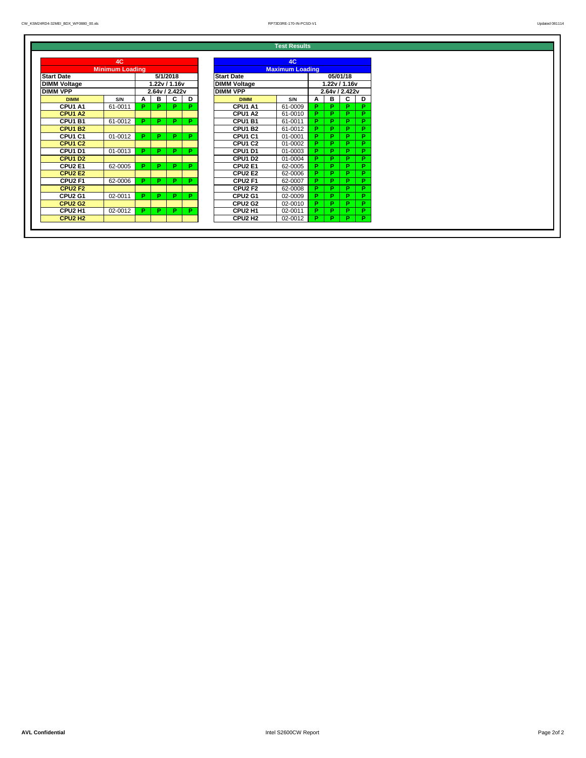## Test Results

| 4C Minimum Loading | | | | | |
|---|---|---|---|---|---|
| **Start Date** | | 5/1/2018 | | | |
| **DIMM Voltage** | | 1.22v / 1.16v | | | |
| **DIMM VPP** | | 2.64v / 2.422v | | | |
| **DIMM** | **S/N** | **A** | **B** | **C** | **D** |
| CPU1 A1 | 61-0011 | P | P | P | P |
| CPU1 A2 | | | | | |
| CPU1 B1 | 61-0012 | P | P | P | P |
| CPU1 B2 | | | | | |
| CPU1 C1 | 01-0012 | P | P | P | P |
| CPU1 C2 | | | | | |
| CPU1 D1 | 01-0013 | P | P | P | P |
| CPU1 D2 | | | | | |
| CPU2 E1 | 62-0005 | P | P | P | P |
| CPU2 E2 | | | | | |
| CPU2 F1 | 62-0006 | P | P | P | P |
| CPU2 F2 | | | | | |
| CPU2 G1 | 02-0011 | P | P | P | P |
| CPU2 G2 | | | | | |
| CPU2 H1 | 02-0012 | P | P | P | P |
| CPU2 H2 | | | | | |

| 4C Maximum Loading | | | | | |
|---|---|---|---|---|---|
| **Start Date** | | 05/01/18 | | | |
| **DIMM Voltage** | | 1.22v / 1.16v | | | |
| **DIMM VPP** | | 2.64v / 2.422v | | | |
| **DIMM** | **S/N** | **A** | **B** | **C** | **D** |
| CPU1 A1 | 61-0009 | P | P | P | P |
| CPU1 A2 | 61-0010 | P | P | P | P |
| CPU1 B1 | 61-0011 | P | P | P | P |
| CPU1 B2 | 61-0012 | P | P | P | P |
| CPU1 C1 | 01-0001 | P | P | P | P |
| CPU1 C2 | 01-0002 | P | P | P | P |
| CPU1 D1 | 01-0003 | P | P | P | P |
| CPU1 D2 | 01-0004 | P | P | P | P |
| CPU2 E1 | 62-0005 | P | P | P | P |
| CPU2 E2 | 62-0006 | P | P | P | P |
| CPU2 F1 | 62-0007 | P | P | P | P |
| CPU2 F2 | 62-0008 | P | P | P | P |
| CPU2 G1 | 02-0009 | P | P | P | P |
| CPU2 G2 | 02-0010 | P | P | P | P |
| CPU2 H1 | 02-0011 | P | P | P | P |
| CPU2 H2 | 02-0012 | P | P | P | P |